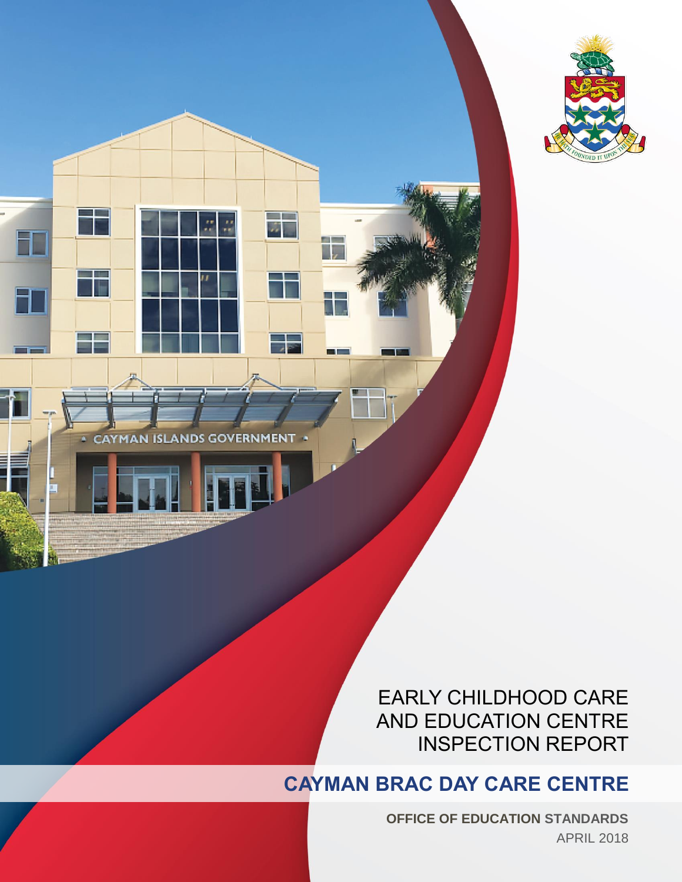EARLY CHILDHOOD CARE AND EDUCATION CENTRE INSPECTION REPORT

# CAYMAN BRAC DAY CARE CENTRE

**OFFICE OF EDUCATION STANDARDS**

APRIL 2018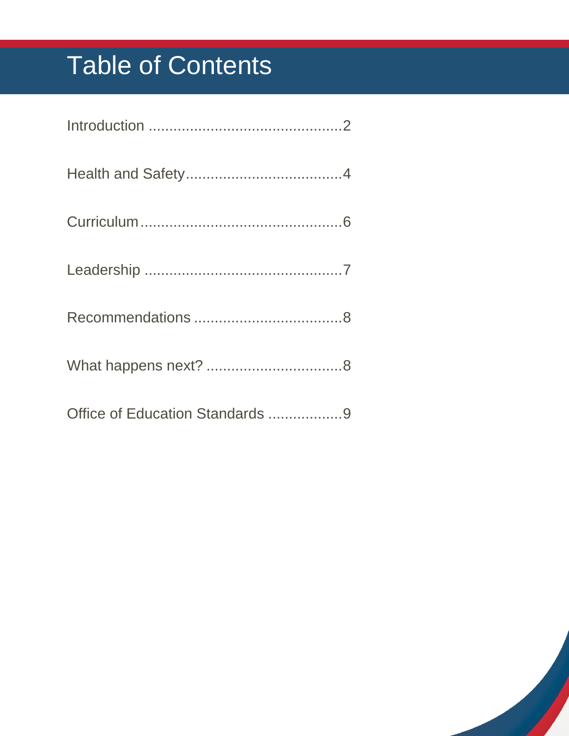# Table of Contents

Introduction ..............................................2

Health and Safety.....................................4

Curriculum................................................6

Leadership ...............................................7

Recommendations ....................................8

What happens next? .................................8

Office of Education Standards ..................9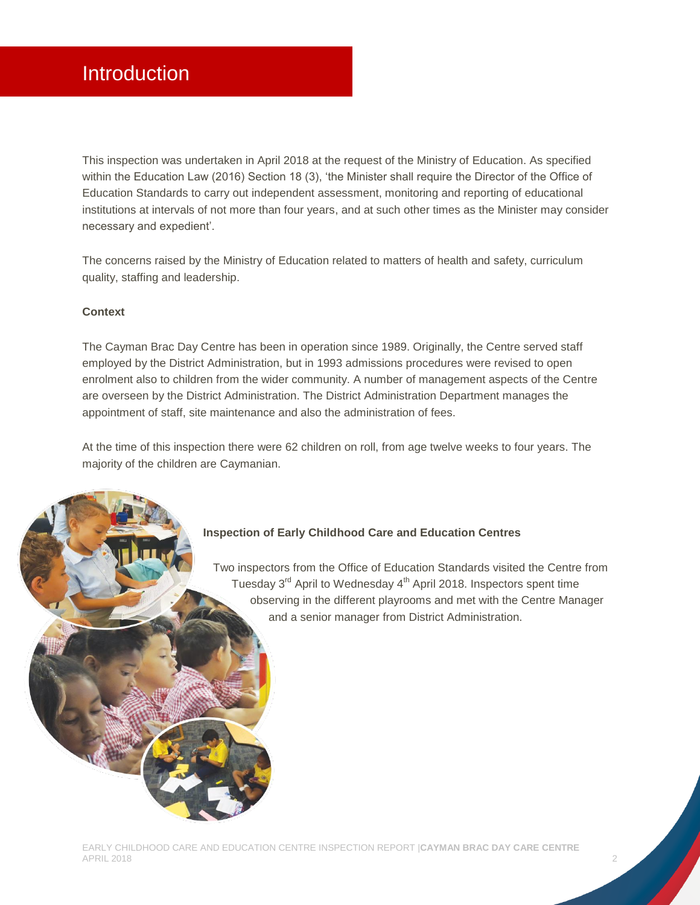# Introduction

This inspection was undertaken in April 2018 at the request of the Ministry of Education. As specified within the Education Law (2016) Section 18 (3), 'the Minister shall require the Director of the Office of Education Standards to carry out independent assessment, monitoring and reporting of educational institutions at intervals of not more than four years, and at such other times as the Minister may consider necessary and expedient'.

The concerns raised by the Ministry of Education related to matters of health and safety, curriculum quality, staffing and leadership.

**Context**

The Cayman Brac Day Centre has been in operation since 1989. Originally, the Centre served staff employed by the District Administration, but in 1993 admissions procedures were revised to open enrolment also to children from the wider community. A number of management aspects of the Centre are overseen by the District Administration. The District Administration Department manages the appointment of staff, site maintenance and also the administration of fees.

At the time of this inspection there were 62 children on roll, from age twelve weeks to four years. The majority of the children are Caymanian.

**Inspection of Early Childhood Care and Education Centres**

Two inspectors from the Office of Education Standards visited the Centre from Tuesday 3rd April to Wednesday 4th April 2018. Inspectors spent time observing in the different playrooms and met with the Centre Manager and a senior manager from District Administration.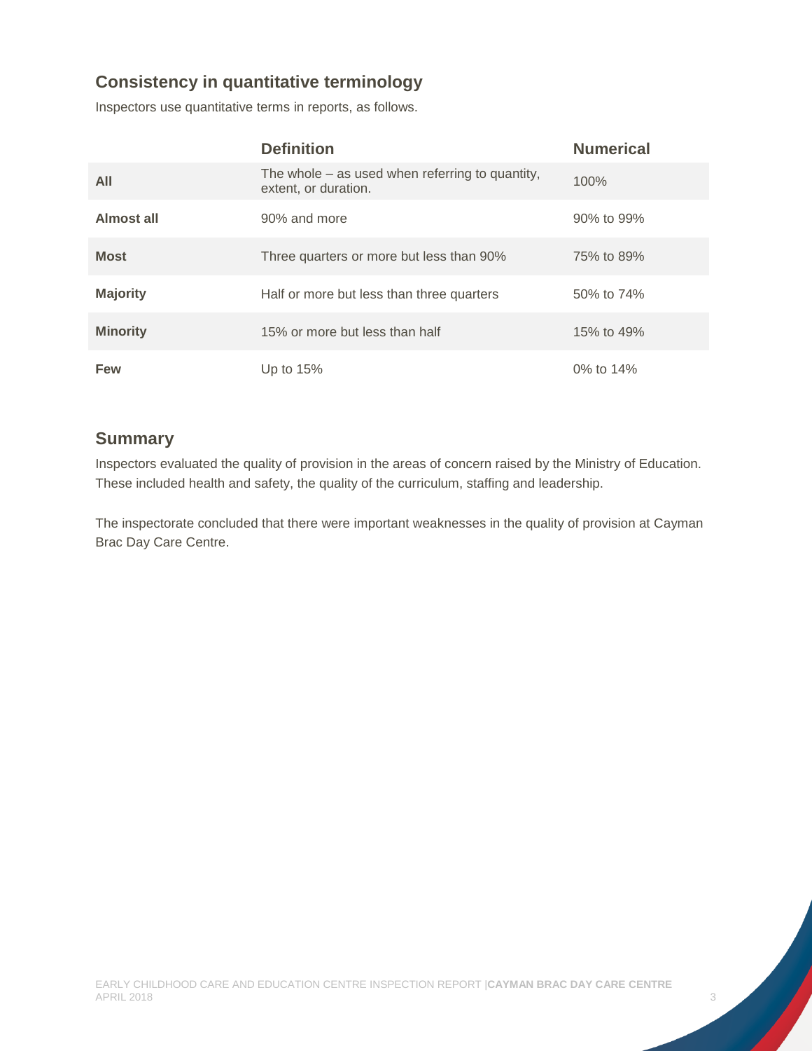## Consistency in quantitative terminology

Inspectors use quantitative terms in reports, as follows.

| | Definition | Numerical |
|---|---|---|
| **All** | The whole – as used when referring to quantity, extent, or duration. | 100% |
| **Almost all** | 90% and more | 90% to 99% |
| **Most** | Three quarters or more but less than 90% | 75% to 89% |
| **Majority** | Half or more but less than three quarters | 50% to 74% |
| **Minority** | 15% or more but less than half | 15% to 49% |
| **Few** | Up to 15% | 0% to 14% |

## Summary

Inspectors evaluated the quality of provision in the areas of concern raised by the Ministry of Education. These included health and safety, the quality of the curriculum, staffing and leadership.

The inspectorate concluded that there were important weaknesses in the quality of provision at Cayman Brac Day Care Centre.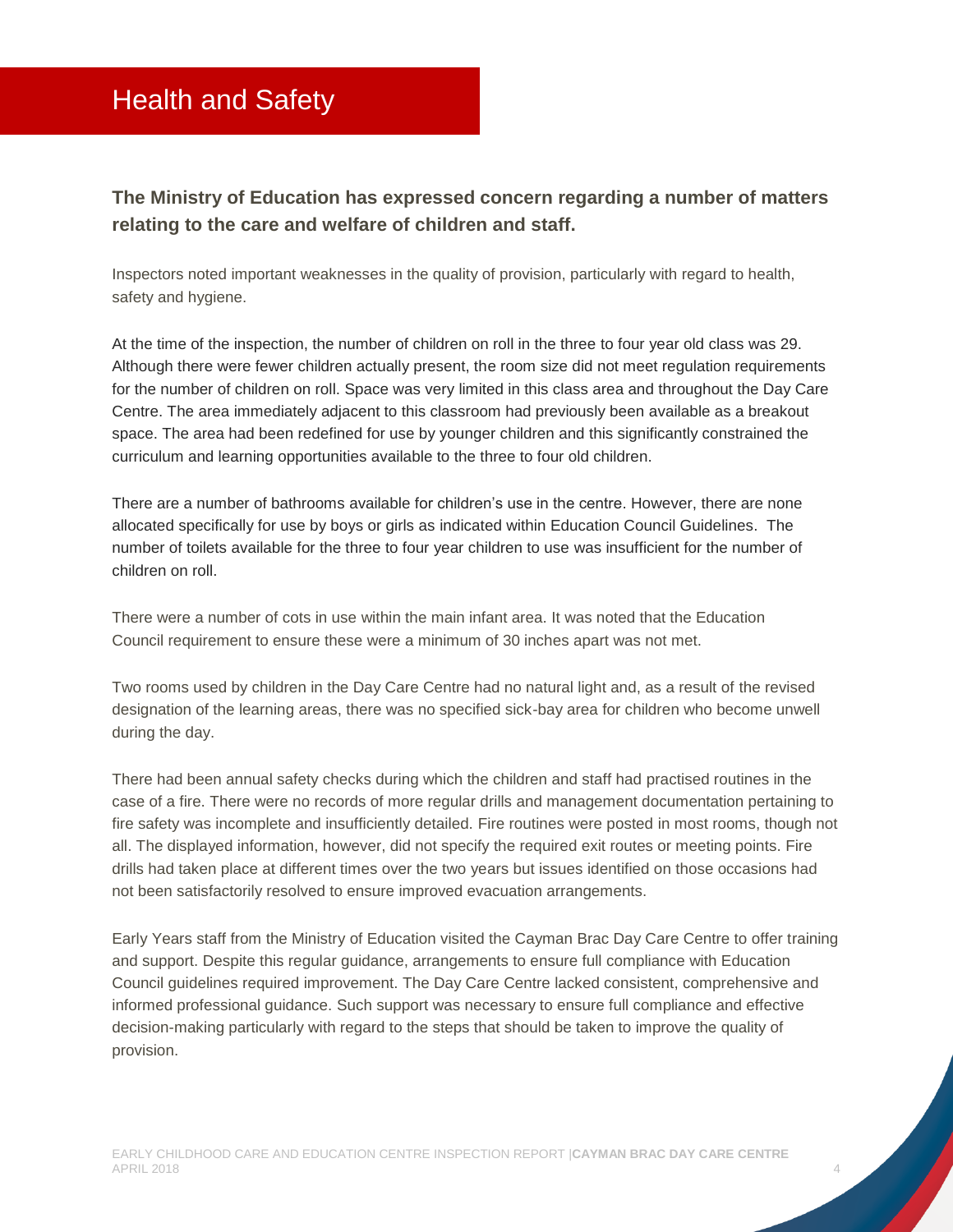# Health and Safety

**The Ministry of Education has expressed concern regarding a number of matters relating to the care and welfare of children and staff.**

Inspectors noted important weaknesses in the quality of provision, particularly with regard to health, safety and hygiene.

At the time of the inspection, the number of children on roll in the three to four year old class was 29. Although there were fewer children actually present, the room size did not meet regulation requirements for the number of children on roll. Space was very limited in this class area and throughout the Day Care Centre. The area immediately adjacent to this classroom had previously been available as a breakout space. The area had been redefined for use by younger children and this significantly constrained the curriculum and learning opportunities available to the three to four old children.

There are a number of bathrooms available for children's use in the centre. However, there are none allocated specifically for use by boys or girls as indicated within Education Council Guidelines. The number of toilets available for the three to four year children to use was insufficient for the number of children on roll.

There were a number of cots in use within the main infant area. It was noted that the Education Council requirement to ensure these were a minimum of 30 inches apart was not met.

Two rooms used by children in the Day Care Centre had no natural light and, as a result of the revised designation of the learning areas, there was no specified sick-bay area for children who become unwell during the day.

There had been annual safety checks during which the children and staff had practised routines in the case of a fire. There were no records of more regular drills and management documentation pertaining to fire safety was incomplete and insufficiently detailed. Fire routines were posted in most rooms, though not all. The displayed information, however, did not specify the required exit routes or meeting points. Fire drills had taken place at different times over the two years but issues identified on those occasions had not been satisfactorily resolved to ensure improved evacuation arrangements.

Early Years staff from the Ministry of Education visited the Cayman Brac Day Care Centre to offer training and support. Despite this regular guidance, arrangements to ensure full compliance with Education Council guidelines required improvement. The Day Care Centre lacked consistent, comprehensive and informed professional guidance. Such support was necessary to ensure full compliance and effective decision-making particularly with regard to the steps that should be taken to improve the quality of provision.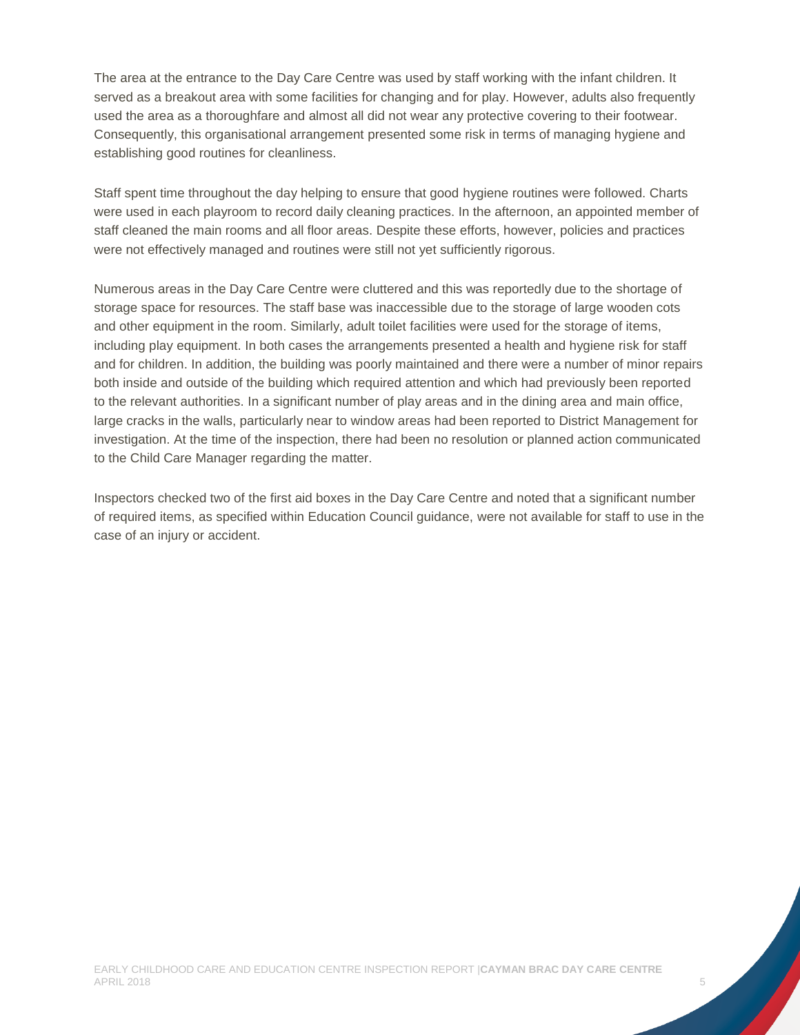The area at the entrance to the Day Care Centre was used by staff working with the infant children. It served as a breakout area with some facilities for changing and for play. However, adults also frequently used the area as a thoroughfare and almost all did not wear any protective covering to their footwear. Consequently, this organisational arrangement presented some risk in terms of managing hygiene and establishing good routines for cleanliness.

Staff spent time throughout the day helping to ensure that good hygiene routines were followed. Charts were used in each playroom to record daily cleaning practices. In the afternoon, an appointed member of staff cleaned the main rooms and all floor areas. Despite these efforts, however, policies and practices were not effectively managed and routines were still not yet sufficiently rigorous.

Numerous areas in the Day Care Centre were cluttered and this was reportedly due to the shortage of storage space for resources. The staff base was inaccessible due to the storage of large wooden cots and other equipment in the room. Similarly, adult toilet facilities were used for the storage of items, including play equipment. In both cases the arrangements presented a health and hygiene risk for staff and for children. In addition, the building was poorly maintained and there were a number of minor repairs both inside and outside of the building which required attention and which had previously been reported to the relevant authorities. In a significant number of play areas and in the dining area and main office, large cracks in the walls, particularly near to window areas had been reported to District Management for investigation. At the time of the inspection, there had been no resolution or planned action communicated to the Child Care Manager regarding the matter.

Inspectors checked two of the first aid boxes in the Day Care Centre and noted that a significant number of required items, as specified within Education Council guidance, were not available for staff to use in the case of an injury or accident.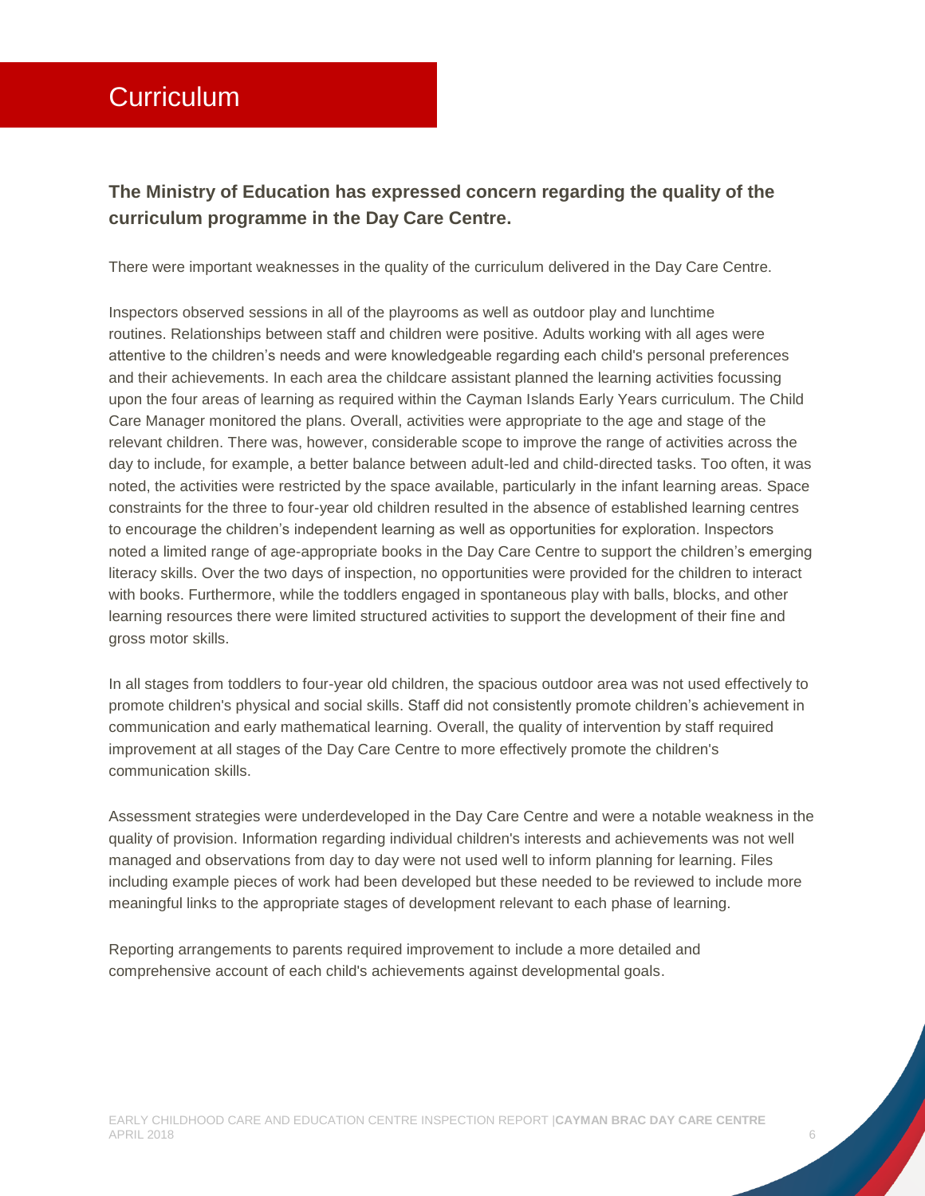# Curriculum

**The Ministry of Education has expressed concern regarding the quality of the curriculum programme in the Day Care Centre.**

There were important weaknesses in the quality of the curriculum delivered in the Day Care Centre.

Inspectors observed sessions in all of the playrooms as well as outdoor play and lunchtime routines. Relationships between staff and children were positive. Adults working with all ages were attentive to the children's needs and were knowledgeable regarding each child's personal preferences and their achievements. In each area the childcare assistant planned the learning activities focussing upon the four areas of learning as required within the Cayman Islands Early Years curriculum. The Child Care Manager monitored the plans. Overall, activities were appropriate to the age and stage of the relevant children. There was, however, considerable scope to improve the range of activities across the day to include, for example, a better balance between adult-led and child-directed tasks. Too often, it was noted, the activities were restricted by the space available, particularly in the infant learning areas. Space constraints for the three to four-year old children resulted in the absence of established learning centres to encourage the children's independent learning as well as opportunities for exploration. Inspectors noted a limited range of age-appropriate books in the Day Care Centre to support the children's emerging literacy skills. Over the two days of inspection, no opportunities were provided for the children to interact with books. Furthermore, while the toddlers engaged in spontaneous play with balls, blocks, and other learning resources there were limited structured activities to support the development of their fine and gross motor skills.

In all stages from toddlers to four-year old children, the spacious outdoor area was not used effectively to promote children's physical and social skills. Staff did not consistently promote children's achievement in communication and early mathematical learning. Overall, the quality of intervention by staff required improvement at all stages of the Day Care Centre to more effectively promote the children's communication skills.

Assessment strategies were underdeveloped in the Day Care Centre and were a notable weakness in the quality of provision. Information regarding individual children's interests and achievements was not well managed and observations from day to day were not used well to inform planning for learning. Files including example pieces of work had been developed but these needed to be reviewed to include more meaningful links to the appropriate stages of development relevant to each phase of learning.

Reporting arrangements to parents required improvement to include a more detailed and comprehensive account of each child's achievements against developmental goals.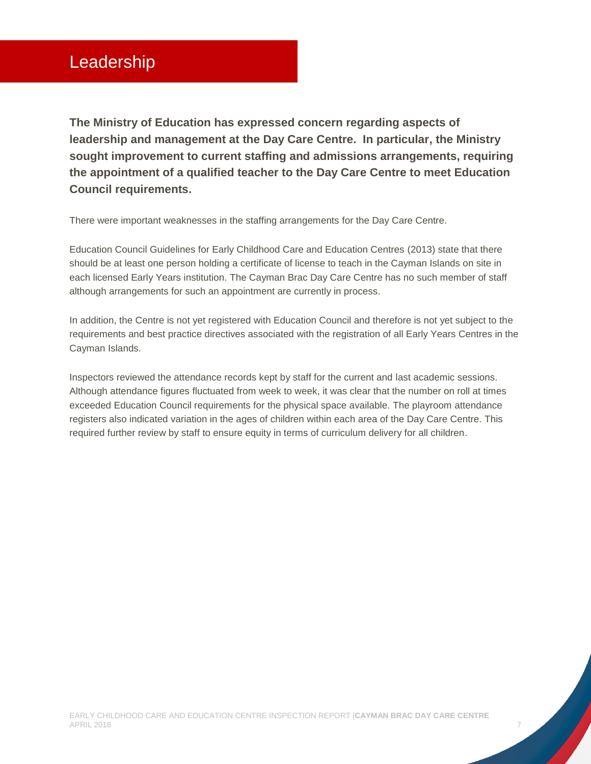# Leadership

**The Ministry of Education has expressed concern regarding aspects of leadership and management at the Day Care Centre. In particular, the Ministry sought improvement to current staffing and admissions arrangements, requiring the appointment of a qualified teacher to the Day Care Centre to meet Education Council requirements.**

There were important weaknesses in the staffing arrangements for the Day Care Centre.

Education Council Guidelines for Early Childhood Care and Education Centres (2013) state that there should be at least one person holding a certificate of license to teach in the Cayman Islands on site in each licensed Early Years institution. The Cayman Brac Day Care Centre has no such member of staff although arrangements for such an appointment are currently in process.

In addition, the Centre is not yet registered with Education Council and therefore is not yet subject to the requirements and best practice directives associated with the registration of all Early Years Centres in the Cayman Islands.

Inspectors reviewed the attendance records kept by staff for the current and last academic sessions. Although attendance figures fluctuated from week to week, it was clear that the number on roll at times exceeded Education Council requirements for the physical space available. The playroom attendance registers also indicated variation in the ages of children within each area of the Day Care Centre. This required further review by staff to ensure equity in terms of curriculum delivery for all children.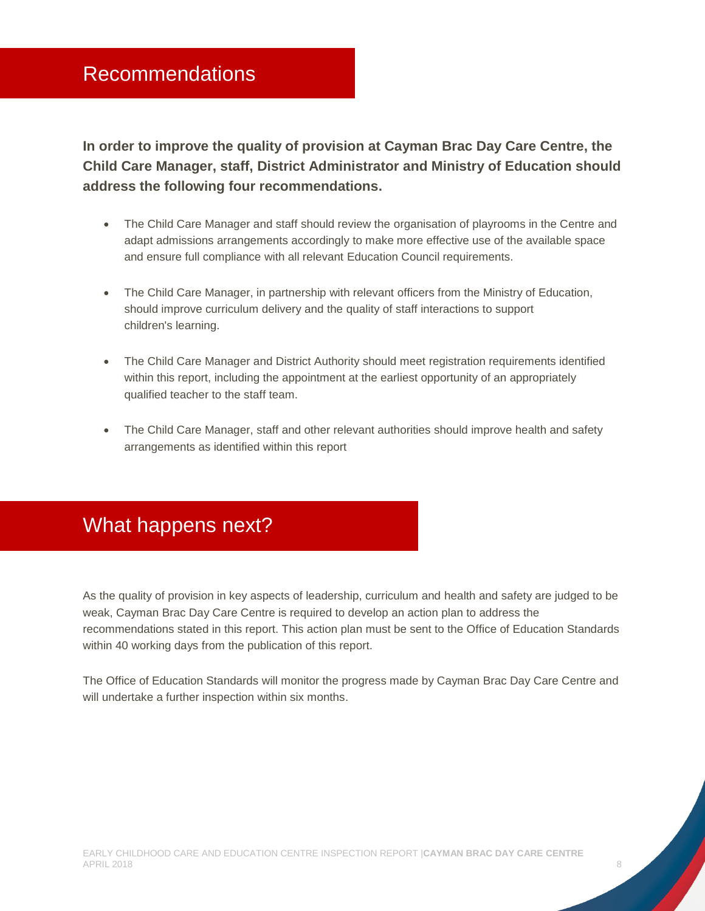## Recommendations

**In order to improve the quality of provision at Cayman Brac Day Care Centre, the Child Care Manager, staff, District Administrator and Ministry of Education should address the following four recommendations.**

- The Child Care Manager and staff should review the organisation of playrooms in the Centre and adapt admissions arrangements accordingly to make more effective use of the available space and ensure full compliance with all relevant Education Council requirements.
- The Child Care Manager, in partnership with relevant officers from the Ministry of Education, should improve curriculum delivery and the quality of staff interactions to support children's learning.
- The Child Care Manager and District Authority should meet registration requirements identified within this report, including the appointment at the earliest opportunity of an appropriately qualified teacher to the staff team.
- The Child Care Manager, staff and other relevant authorities should improve health and safety arrangements as identified within this report

## What happens next?

As the quality of provision in key aspects of leadership, curriculum and health and safety are judged to be weak, Cayman Brac Day Care Centre is required to develop an action plan to address the recommendations stated in this report. This action plan must be sent to the Office of Education Standards within 40 working days from the publication of this report.

The Office of Education Standards will monitor the progress made by Cayman Brac Day Care Centre and will undertake a further inspection within six months.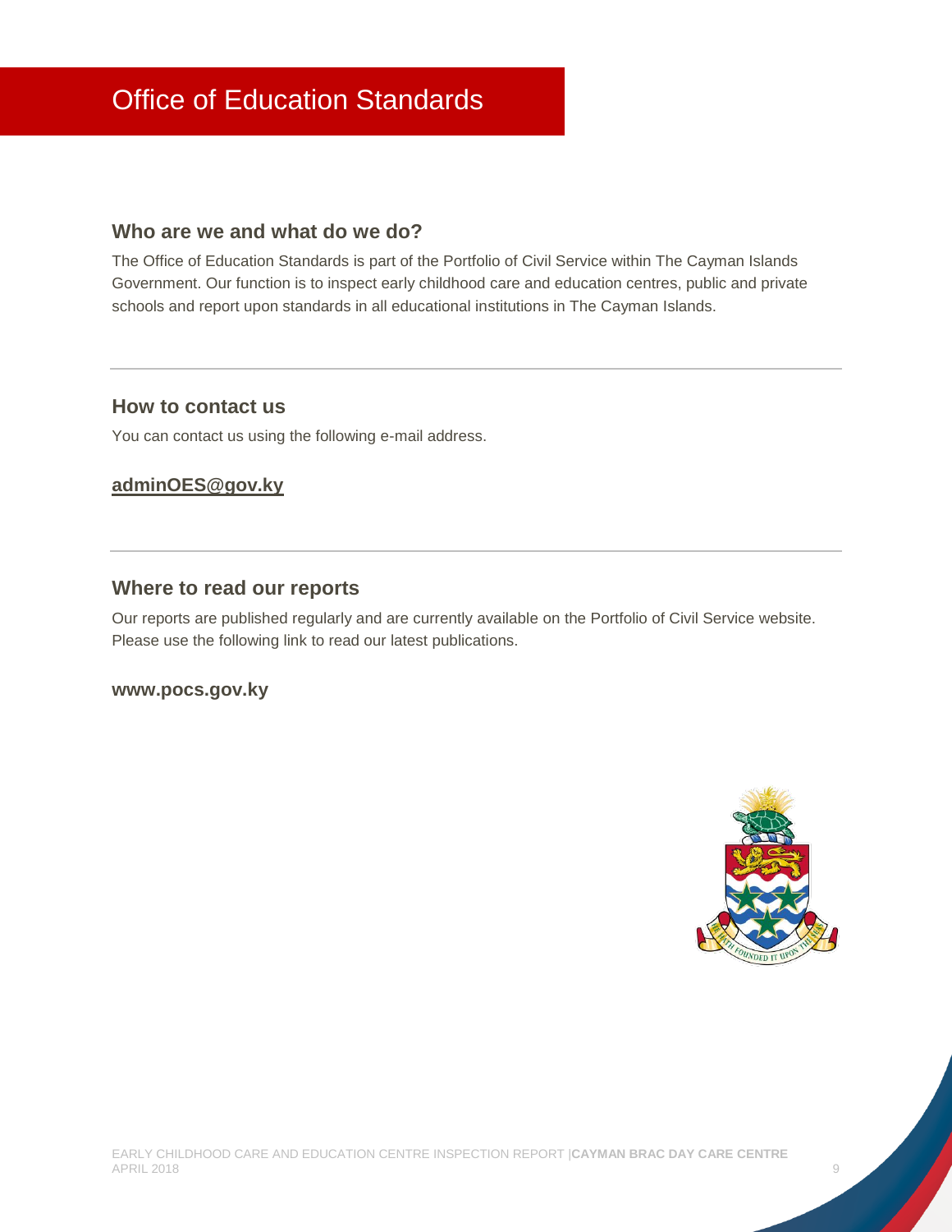# Office of Education Standards

## Who are we and what do we do?

The Office of Education Standards is part of the Portfolio of Civil Service within The Cayman Islands Government. Our function is to inspect early childhood care and education centres, public and private schools and report upon standards in all educational institutions in The Cayman Islands.

---

## How to contact us

You can contact us using the following e-mail address.

**adminOES@gov.ky**

---

## Where to read our reports

Our reports are published regularly and are currently available on the Portfolio of Civil Service website. Please use the following link to read our latest publications.

**www.pocs.gov.ky**